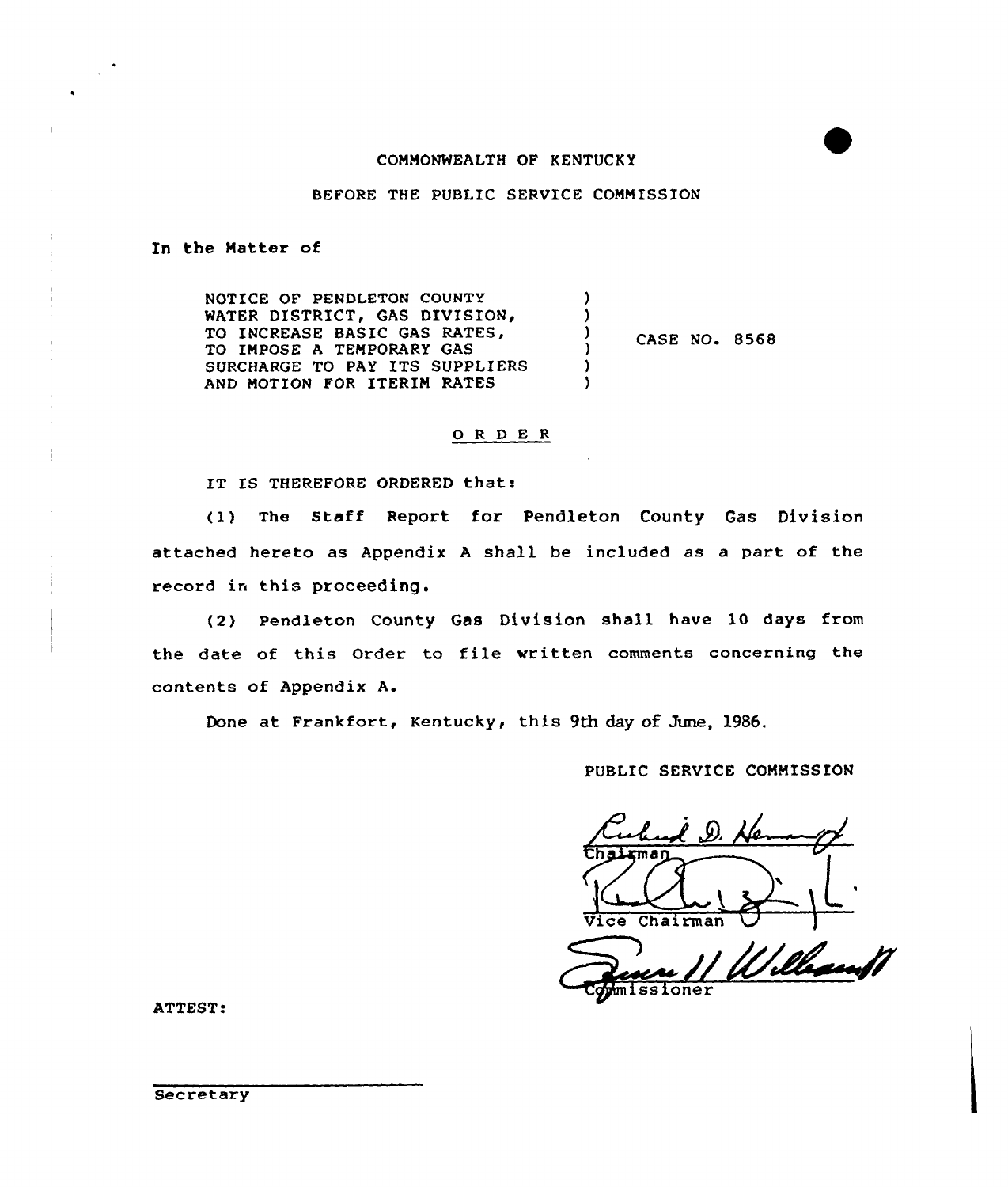COMMONWEALTH OF KENTUCKY

BEFORE THE PUBLIC SERVICE COMMISSION

In the Matter of

| | | |
|---|---|---|
| NOTICE OF PENDLETON COUNTY WATER DISTRICT, GAS DIVISION, TO INCREASE BASIC GAS RATES, TO IMPOSE A TEMPORARY GAS SURCHARGE TO PAY ITS SUPPLIERS AND MOTION FOR ITERIM RATES | ) | CASE NO. 8568 |

O R D E R

IT IS THEREFORE ORDERED that:

(1) The Staff Report for Pendleton County Gas Division attached hereto as Appendix A shall be included as a part of the record in this proceeding.

(2) Pendleton County Gas Division shall have 10 days from the date of this Order to file written comments concerning the contents of Appendix A.

Done at Frankfort, Kentucky, this 9th day of June, 1986.

PUBLIC SERVICE COMMISSION

Chairman

Vice Chairman

Commissioner

ATTEST:

Secretary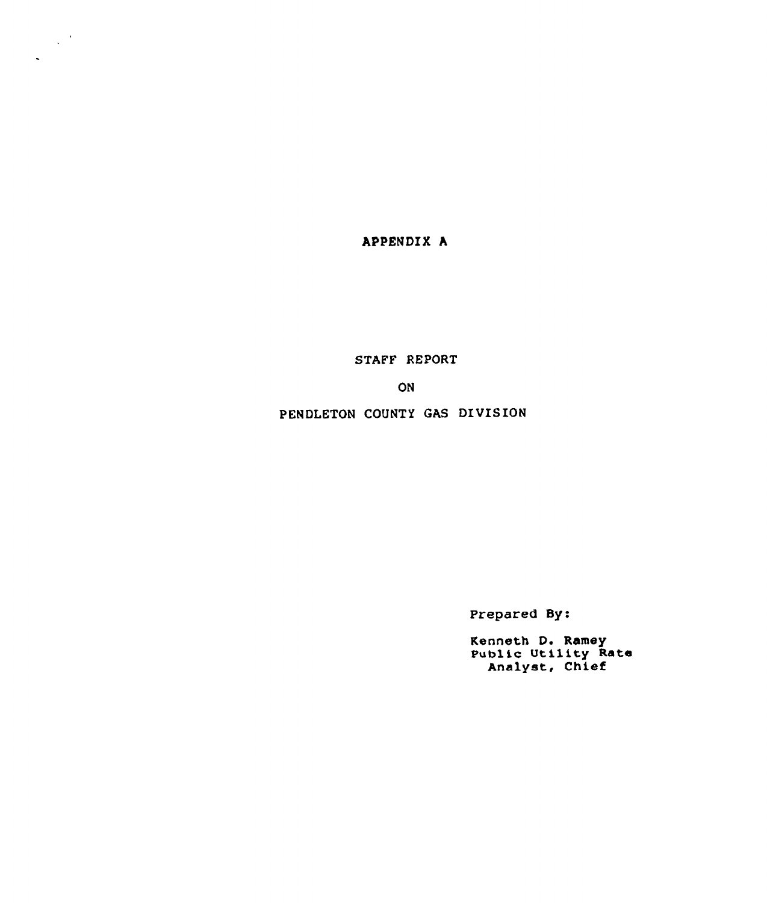# APPENDIX A

## STAFF REPORT

## ON

## PENDLETON COUNTY GAS DIVISION

Prepared By:

Kenneth D. Ramey
Public Utility Rate
Analyst, Chief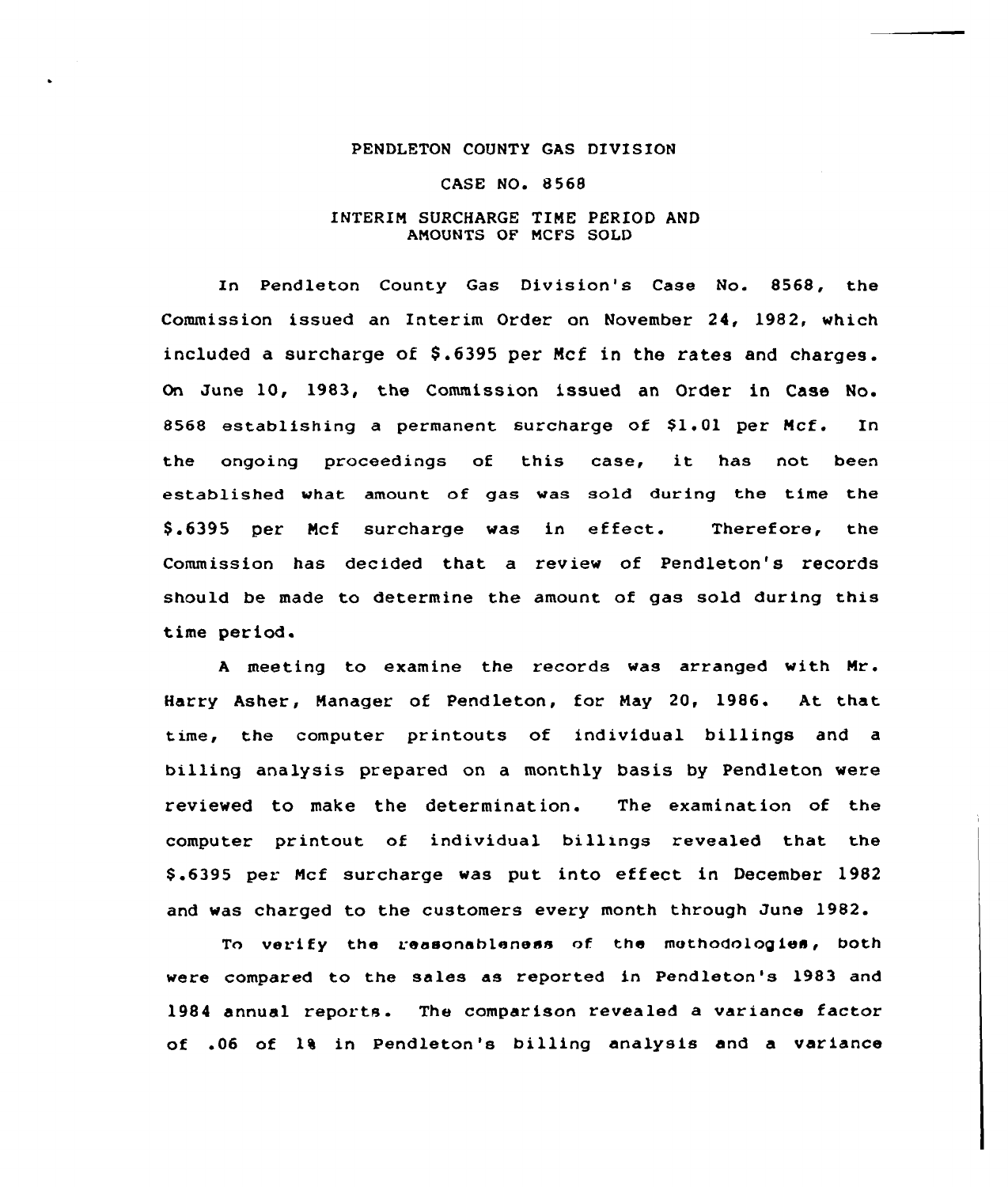PENDLETON COUNTY GAS DIVISION

CASE NO. 8568

INTERIM SURCHARGE TIME PERIOD AND AMOUNTS OF MCFS SOLD

In Pendleton County Gas Division's Case No. 8568, the Commission issued an Interim Order on November 24, 1982, which included a surcharge of $.6395 per Mcf in the rates and charges. On June 10, 1983, the Commission issued an Order in Case No. 8568 establishing a permanent surcharge of $1.01 per Mcf. In the ongoing proceedings of this case, it has not been established what amount of gas was sold during the time the $.6395 per Mcf surcharge was in effect. Therefore, the Commission has decided that a review of Pendleton's records should be made to determine the amount of gas sold during this time period.

A meeting to examine the records was arranged with Mr. Harry Asher, Manager of Pendleton, for May 20, 1986. At that time, the computer printouts of individual billings and a billing analysis prepared on a monthly basis by Pendleton were reviewed to make the determination. The examination of the computer printout of individual billings revealed that the $.6395 per Mcf surcharge was put into effect in December 1982 and was charged to the customers every month through June 1982.

To verify the reasonableness of the methodologies, both were compared to the sales as reported in Pendleton's 1983 and 1984 annual reports. The comparison revealed a variance factor of .06 of 1% in Pendleton's billing analysis and a variance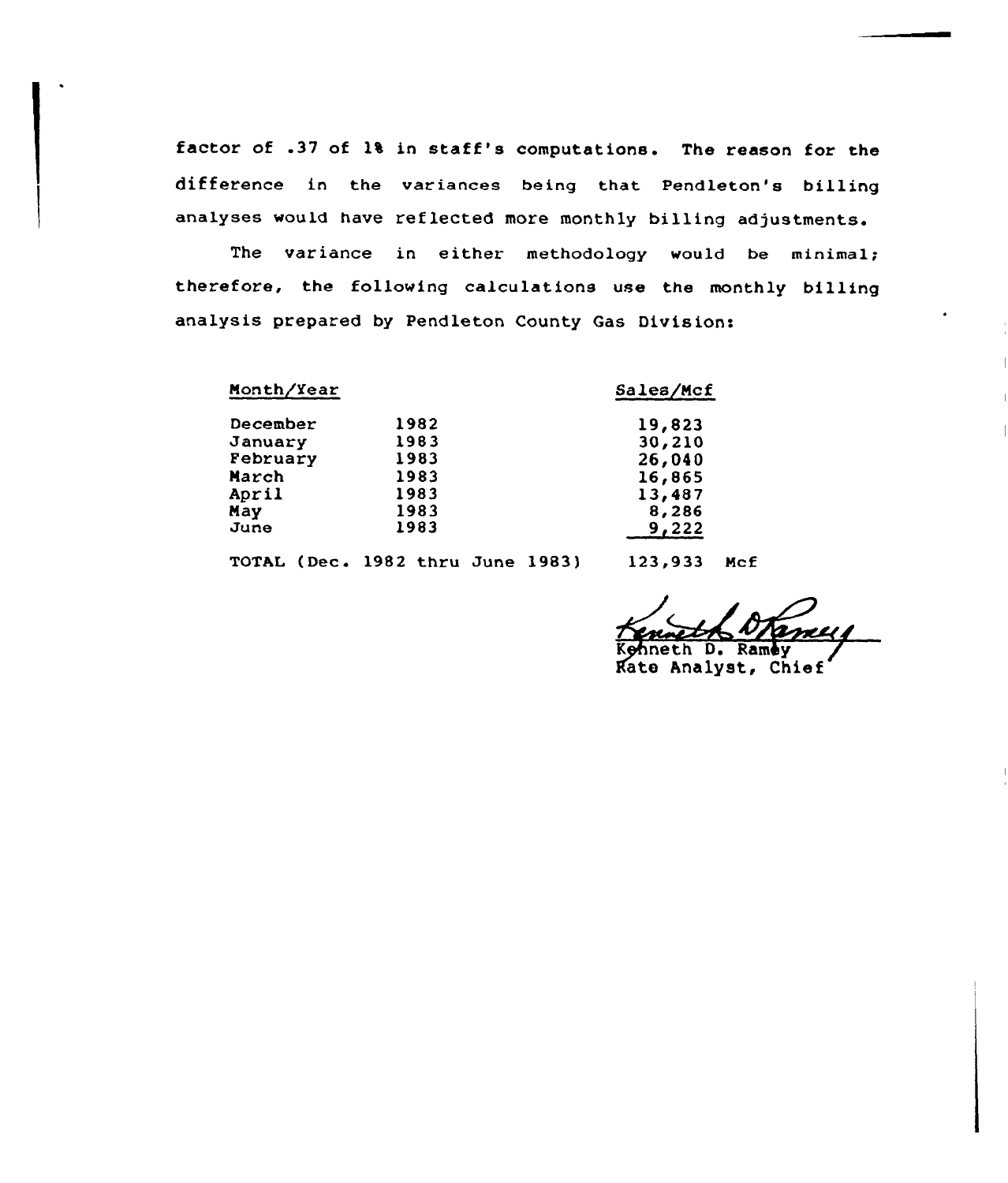factor of .37 of 1% in staff's computations. The reason for the difference in the variances being that Pendleton's billing analyses would have reflected more monthly billing adjustments.

The variance in either methodology would be minimal; therefore, the following calculations use the monthly billing analysis prepared by Pendleton County Gas Division:

| Month/Year | | Sales/Mcf |
|---|---|---|
| December | 1982 | 19,823 |
| January | 1983 | 30,210 |
| February | 1983 | 26,040 |
| March | 1983 | 16,865 |
| April | 1983 | 13,487 |
| May | 1983 | 8,286 |
| June | 1983 | 9,222 |
| TOTAL (Dec. 1982 thru June 1983) | | 123,933 Mcf |

Kenneth D. Ramey
Rate Analyst, Chief